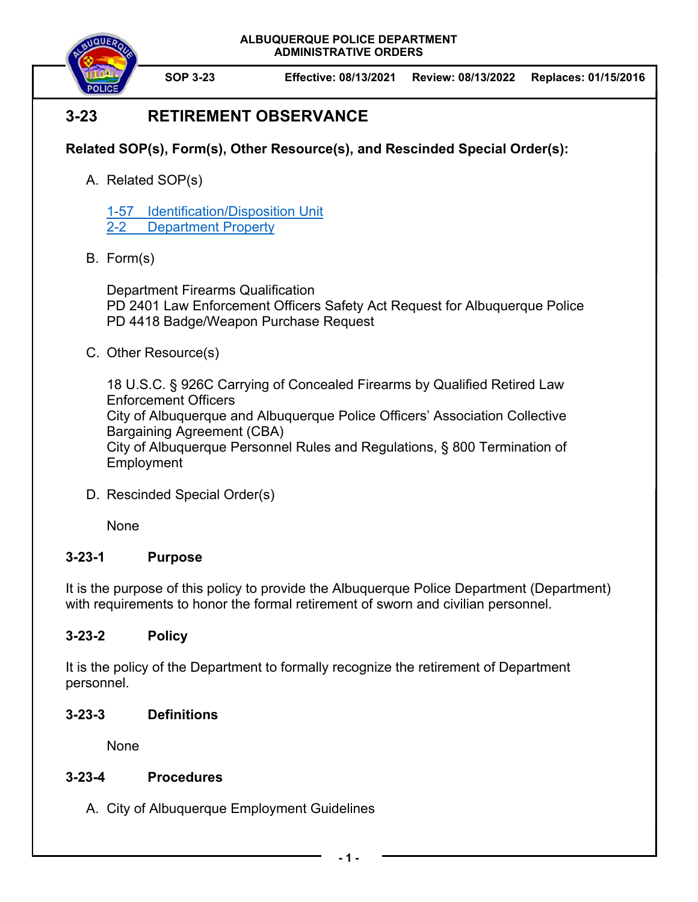ALBUQUERQUE POLICE DEPARTMENT
ADMINISTRATIVE ORDERS

| SOP 3-23 | Effective: 08/13/2021 | Review: 08/13/2022 | Replaces: 01/15/2016 |
|---|---|---|---|

# 3-23 RETIREMENT OBSERVANCE

**Related SOP(s), Form(s), Other Resource(s), and Rescinded Special Order(s):**

A. Related SOP(s)

   1-57 Identification/Disposition Unit
   2-2 Department Property

B. Form(s)

   Department Firearms Qualification
   PD 2401 Law Enforcement Officers Safety Act Request for Albuquerque Police
   PD 4418 Badge/Weapon Purchase Request

C. Other Resource(s)

   18 U.S.C. § 926C Carrying of Concealed Firearms by Qualified Retired Law Enforcement Officers
   City of Albuquerque and Albuquerque Police Officers' Association Collective Bargaining Agreement (CBA)
   City of Albuquerque Personnel Rules and Regulations, § 800 Termination of Employment

D. Rescinded Special Order(s)

   None

## 3-23-1 Purpose

It is the purpose of this policy to provide the Albuquerque Police Department (Department) with requirements to honor the formal retirement of sworn and civilian personnel.

## 3-23-2 Policy

It is the policy of the Department to formally recognize the retirement of Department personnel.

## 3-23-3 Definitions

None

## 3-23-4 Procedures

A. City of Albuquerque Employment Guidelines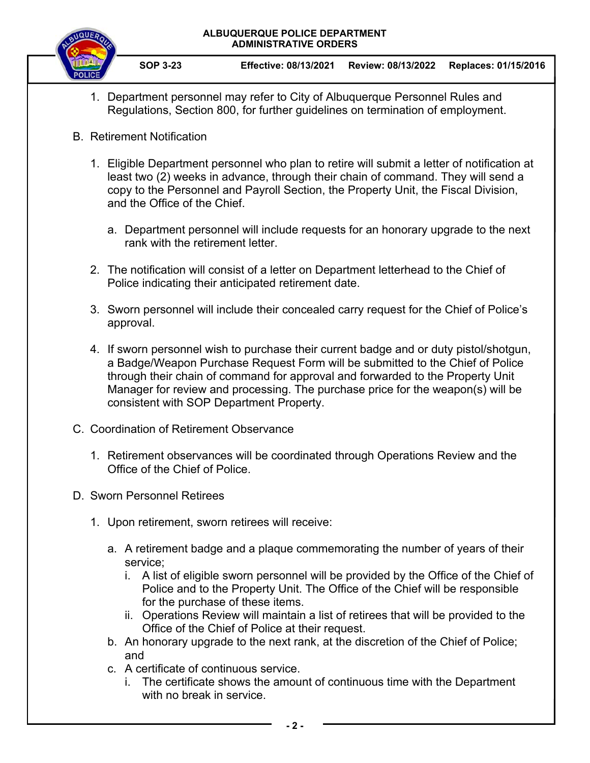1. Department personnel may refer to City of Albuquerque Personnel Rules and Regulations, Section 800, for further guidelines on termination of employment.

B. Retirement Notification

1. Eligible Department personnel who plan to retire will submit a letter of notification at least two (2) weeks in advance, through their chain of command. They will send a copy to the Personnel and Payroll Section, the Property Unit, the Fiscal Division, and the Office of the Chief.

   a. Department personnel will include requests for an honorary upgrade to the next rank with the retirement letter.

2. The notification will consist of a letter on Department letterhead to the Chief of Police indicating their anticipated retirement date.

3. Sworn personnel will include their concealed carry request for the Chief of Police's approval.

4. If sworn personnel wish to purchase their current badge and or duty pistol/shotgun, a Badge/Weapon Purchase Request Form will be submitted to the Chief of Police through their chain of command for approval and forwarded to the Property Unit Manager for review and processing. The purchase price for the weapon(s) will be consistent with SOP Department Property.

C. Coordination of Retirement Observance

1. Retirement observances will be coordinated through Operations Review and the Office of the Chief of Police.

D. Sworn Personnel Retirees

1. Upon retirement, sworn retirees will receive:

   a. A retirement badge and a plaque commemorating the number of years of their service;
      i. A list of eligible sworn personnel will be provided by the Office of the Chief of Police and to the Property Unit. The Office of the Chief will be responsible for the purchase of these items.
      ii. Operations Review will maintain a list of retirees that will be provided to the Office of the Chief of Police at their request.
   b. An honorary upgrade to the next rank, at the discretion of the Chief of Police; and
   c. A certificate of continuous service.
      i. The certificate shows the amount of continuous time with the Department with no break in service.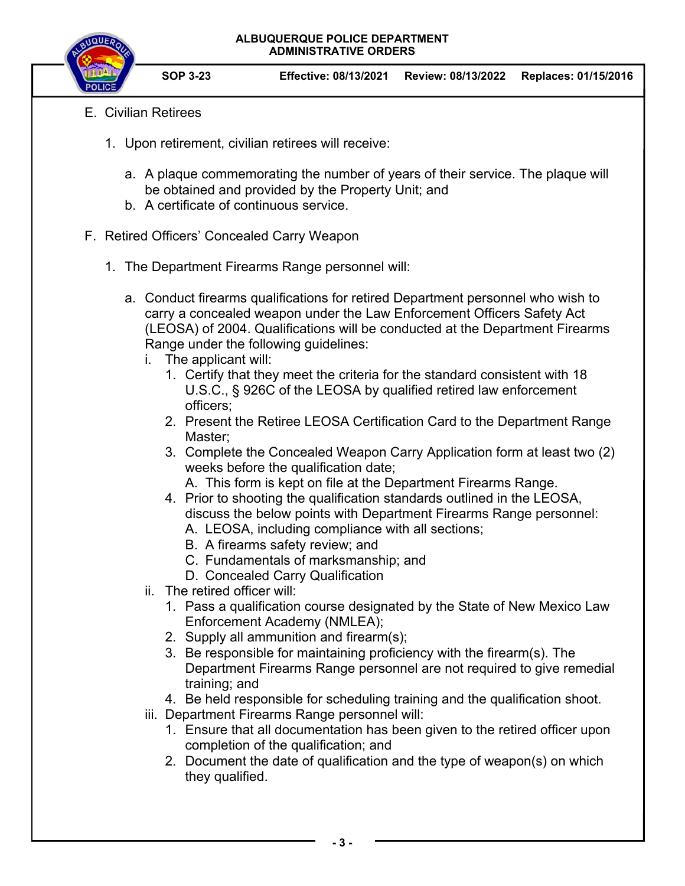E. Civilian Retirees

1. Upon retirement, civilian retirees will receive:

   a. A plaque commemorating the number of years of their service. The plaque will be obtained and provided by the Property Unit; and
   b. A certificate of continuous service.

F. Retired Officers' Concealed Carry Weapon

1. The Department Firearms Range personnel will:

   a. Conduct firearms qualifications for retired Department personnel who wish to carry a concealed weapon under the Law Enforcement Officers Safety Act (LEOSA) of 2004. Qualifications will be conducted at the Department Firearms Range under the following guidelines:
      i. The applicant will:
         1. Certify that they meet the criteria for the standard consistent with 18 U.S.C., § 926C of the LEOSA by qualified retired law enforcement officers;
         2. Present the Retiree LEOSA Certification Card to the Department Range Master;
         3. Complete the Concealed Weapon Carry Application form at least two (2) weeks before the qualification date;
            A. This form is kept on file at the Department Firearms Range.
         4. Prior to shooting the qualification standards outlined in the LEOSA, discuss the below points with Department Firearms Range personnel:
            A. LEOSA, including compliance with all sections;
            B. A firearms safety review; and
            C. Fundamentals of marksmanship; and
            D. Concealed Carry Qualification
      ii. The retired officer will:
         1. Pass a qualification course designated by the State of New Mexico Law Enforcement Academy (NMLEA);
         2. Supply all ammunition and firearm(s);
         3. Be responsible for maintaining proficiency with the firearm(s). The Department Firearms Range personnel are not required to give remedial training; and
         4. Be held responsible for scheduling training and the qualification shoot.
      iii. Department Firearms Range personnel will:
         1. Ensure that all documentation has been given to the retired officer upon completion of the qualification; and
         2. Document the date of qualification and the type of weapon(s) on which they qualified.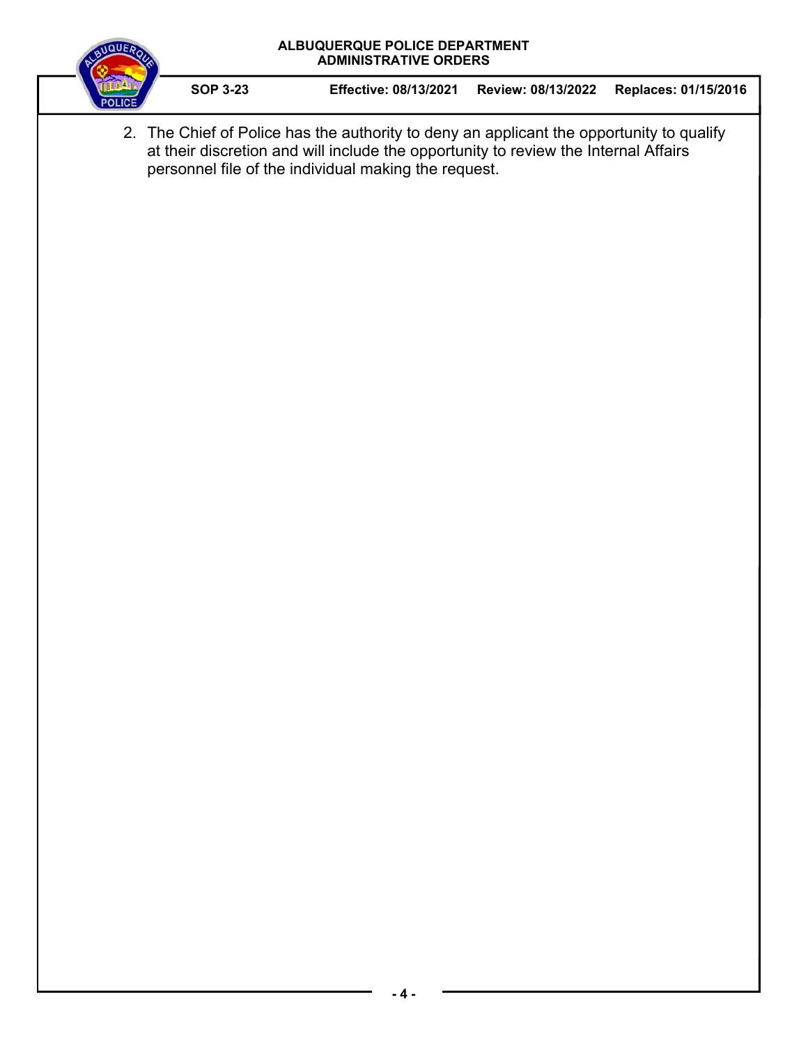2. The Chief of Police has the authority to deny an applicant the opportunity to qualify at their discretion and will include the opportunity to review the Internal Affairs personnel file of the individual making the request.